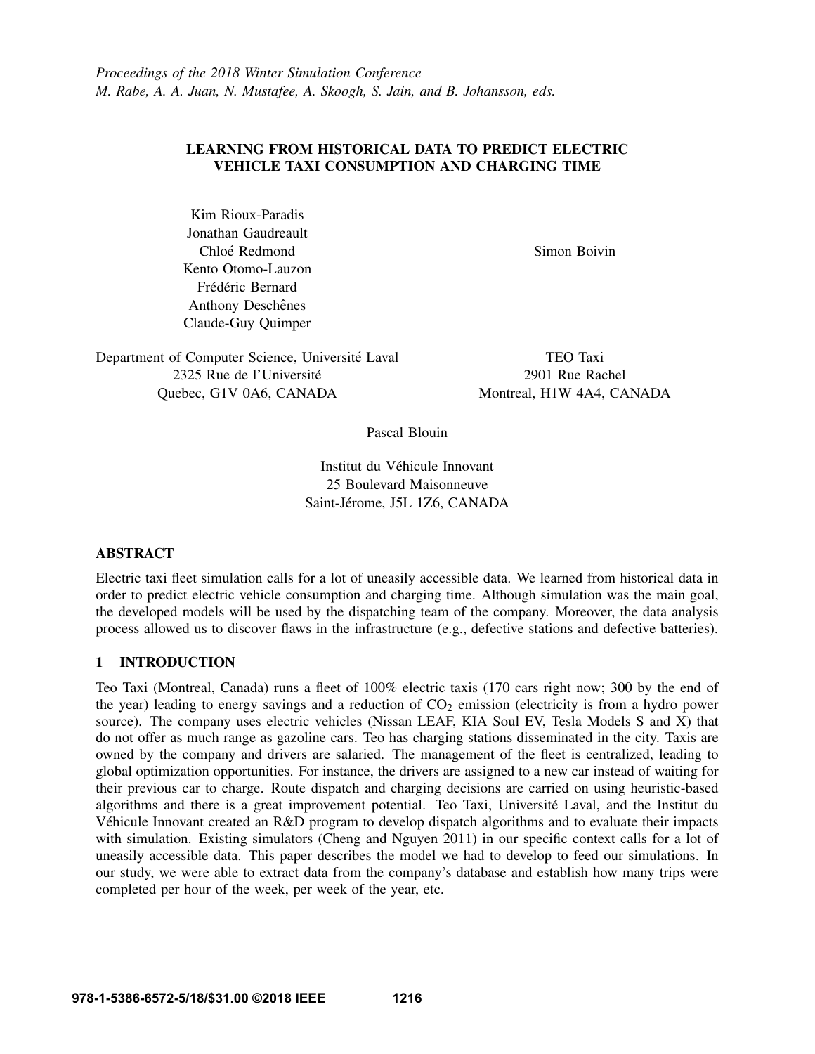*Proceedings of the 2018 Winter Simulation Conference*
*M. Rabe, A. A. Juan, N. Mustafee, A. Skoogh, S. Jain, and B. Johansson, eds.*

# LEARNING FROM HISTORICAL DATA TO PREDICT ELECTRIC VEHICLE TAXI CONSUMPTION AND CHARGING TIME

Kim Rioux-Paradis
Jonathan Gaudreault
Chloé Redmond
Kento Otomo-Lauzon
Frédéric Bernard
Anthony Deschênes
Claude-Guy Quimper

Department of Computer Science, Université Laval
2325 Rue de l'Université
Quebec, G1V 0A6, CANADA

Simon Boivin

TEO Taxi
2901 Rue Rachel
Montreal, H1W 4A4, CANADA

Pascal Blouin

Institut du Véhicule Innovant
25 Boulevard Maisonneuve
Saint-Jérome, J5L 1Z6, CANADA

## ABSTRACT

Electric taxi fleet simulation calls for a lot of uneasily accessible data. We learned from historical data in order to predict electric vehicle consumption and charging time. Although simulation was the main goal, the developed models will be used by the dispatching team of the company. Moreover, the data analysis process allowed us to discover flaws in the infrastructure (e.g., defective stations and defective batteries).

## 1 INTRODUCTION

Teo Taxi (Montreal, Canada) runs a fleet of 100% electric taxis (170 cars right now; 300 by the end of the year) leading to energy savings and a reduction of $CO_2$ emission (electricity is from a hydro power source). The company uses electric vehicles (Nissan LEAF, KIA Soul EV, Tesla Models S and X) that do not offer as much range as gazoline cars. Teo has charging stations disseminated in the city. Taxis are owned by the company and drivers are salaried. The management of the fleet is centralized, leading to global optimization opportunities. For instance, the drivers are assigned to a new car instead of waiting for their previous car to charge. Route dispatch and charging decisions are carried on using heuristic-based algorithms and there is a great improvement potential. Teo Taxi, Université Laval, and the Institut du Véhicule Innovant created an R&D program to develop dispatch algorithms and to evaluate their impacts with simulation. Existing simulators (Cheng and Nguyen 2011) in our specific context calls for a lot of uneasily accessible data. This paper describes the model we had to develop to feed our simulations. In our study, we were able to extract data from the company's database and establish how many trips were completed per hour of the week, per week of the year, etc.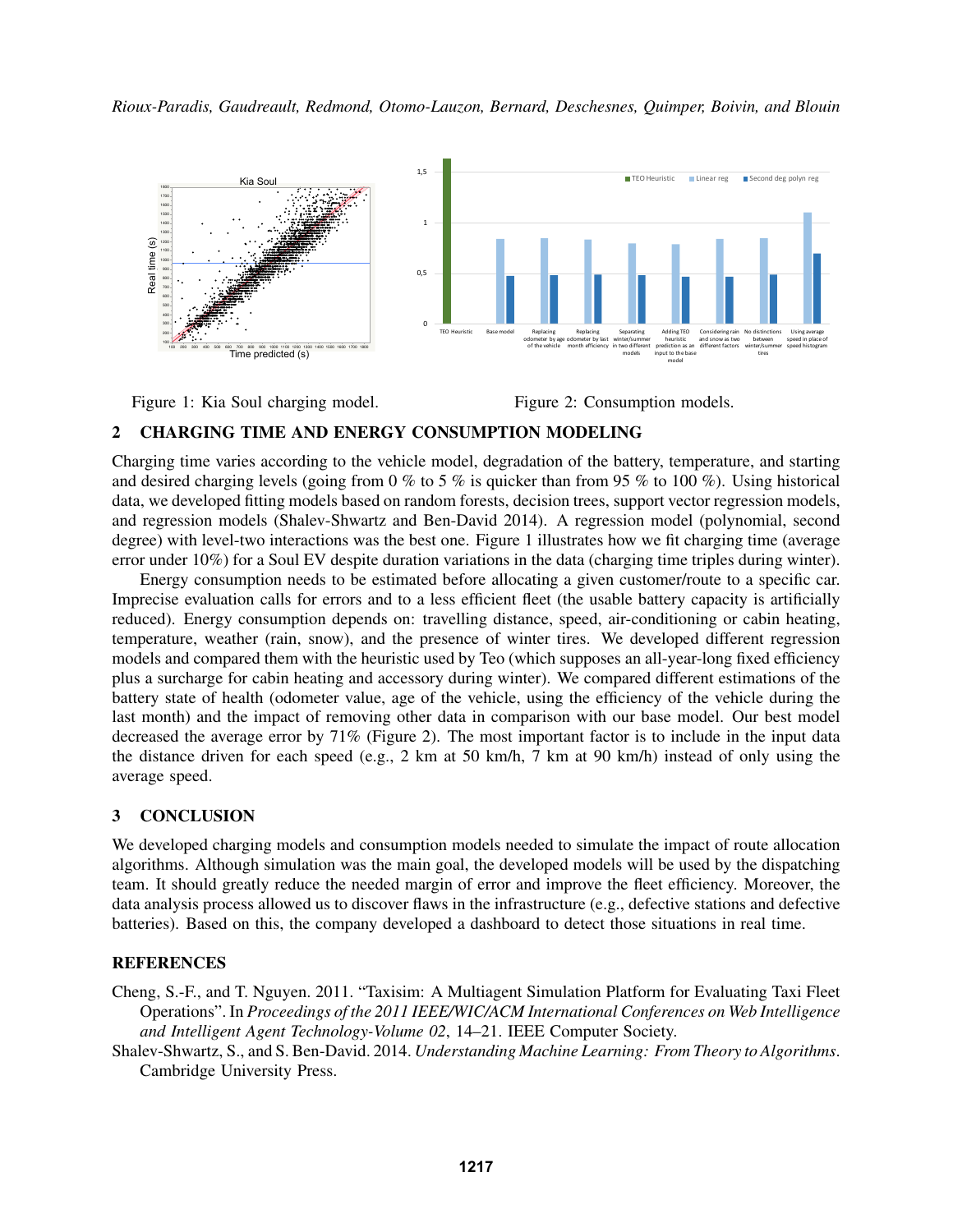Kia Soul

Real time (s)

Time predicted (s)

1,5

1

0,5

0

TEO Heuristic

Linear reg

Second deg polyn reg

TEO Heuristic

Base model

Replacing odometer by age of the vehicle

Replacing odometer by last month efficiency

Separating winter/summer in two different models

Adding TEO heuristic prediction as an input to the base model

Considering rain and snow as two different factors

No distinctions between winter/summer tires

Using average speed in place of speed histogram

Figure 1: Kia Soul charging model.

Figure 2: Consumption models.

## 2 CHARGING TIME AND ENERGY CONSUMPTION MODELING

Charging time varies according to the vehicle model, degradation of the battery, temperature, and starting and desired charging levels (going from 0 % to 5 % is quicker than from 95 % to 100 %). Using historical data, we developed fitting models based on random forests, decision trees, support vector regression models, and regression models (Shalev-Shwartz and Ben-David 2014). A regression model (polynomial, second degree) with level-two interactions was the best one. Figure 1 illustrates how we fit charging time (average error under 10%) for a Soul EV despite duration variations in the data (charging time triples during winter).

Energy consumption needs to be estimated before allocating a given customer/route to a specific car. Imprecise evaluation calls for errors and to a less efficient fleet (the usable battery capacity is artificially reduced). Energy consumption depends on: travelling distance, speed, air-conditioning or cabin heating, temperature, weather (rain, snow), and the presence of winter tires. We developed different regression models and compared them with the heuristic used by Teo (which supposes an all-year-long fixed efficiency plus a surcharge for cabin heating and accessory during winter). We compared different estimations of the battery state of health (odometer value, age of the vehicle, using the efficiency of the vehicle during the last month) and the impact of removing other data in comparison with our base model. Our best model decreased the average error by 71% (Figure 2). The most important factor is to include in the input data the distance driven for each speed (e.g., 2 km at 50 km/h, 7 km at 90 km/h) instead of only using the average speed.

## 3 CONCLUSION

We developed charging models and consumption models needed to simulate the impact of route allocation algorithms. Although simulation was the main goal, the developed models will be used by the dispatching team. It should greatly reduce the needed margin of error and improve the fleet efficiency. Moreover, the data analysis process allowed us to discover flaws in the infrastructure (e.g., defective stations and defective batteries). Based on this, the company developed a dashboard to detect those situations in real time.

## REFERENCES

Cheng, S.-F., and T. Nguyen. 2011. "Taxisim: A Multiagent Simulation Platform for Evaluating Taxi Fleet Operations". In *Proceedings of the 2011 IEEE/WIC/ACM International Conferences on Web Intelligence and Intelligent Agent Technology-Volume 02*, 14–21. IEEE Computer Society.

Shalev-Shwartz, S., and S. Ben-David. 2014. *Understanding Machine Learning: From Theory to Algorithms*. Cambridge University Press.